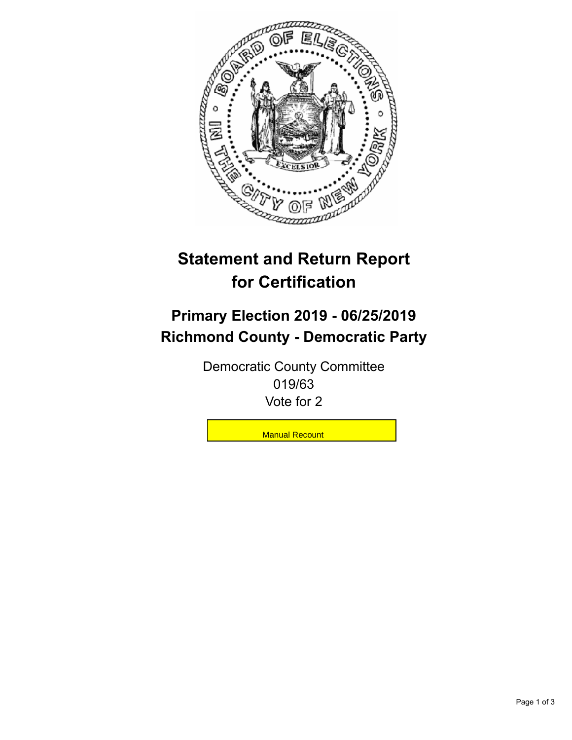# Statement and Return Report for Certification

## Primary Election 2019 - 06/25/2019
## Richmond County - Democratic Party

Democratic County Committee
019/63
Vote for 2

Manual Recount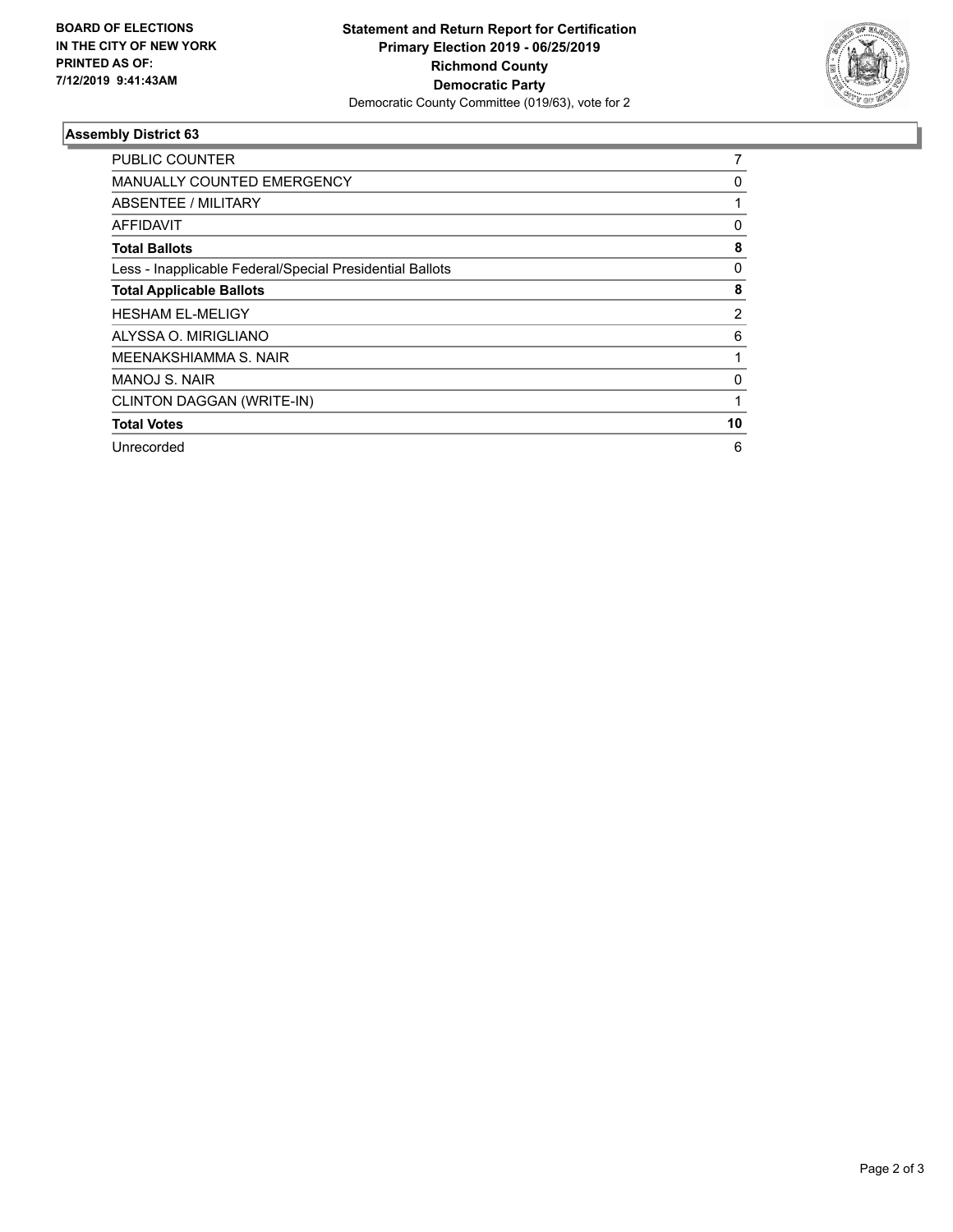**BOARD OF ELECTIONS IN THE CITY OF NEW YORK PRINTED AS OF: 7/12/2019 9:41:43AM**

**Statement and Return Report for Certification**
**Primary Election 2019 - 06/25/2019**
**Richmond County**
**Democratic Party**
Democratic County Committee (019/63), vote for 2

### Assembly District 63

| | |
|---|---|
| PUBLIC COUNTER | 7 |
| MANUALLY COUNTED EMERGENCY | 0 |
| ABSENTEE / MILITARY | 1 |
| AFFIDAVIT | 0 |
| **Total Ballots** | **8** |
| Less - Inapplicable Federal/Special Presidential Ballots | 0 |
| **Total Applicable Ballots** | **8** |
| HESHAM EL-MELIGY | 2 |
| ALYSSA O. MIRIGLIANO | 6 |
| MEENAKSHIAMMA S. NAIR | 1 |
| MANOJ S. NAIR | 0 |
| CLINTON DAGGAN (WRITE-IN) | 1 |
| **Total Votes** | **10** |
| Unrecorded | 6 |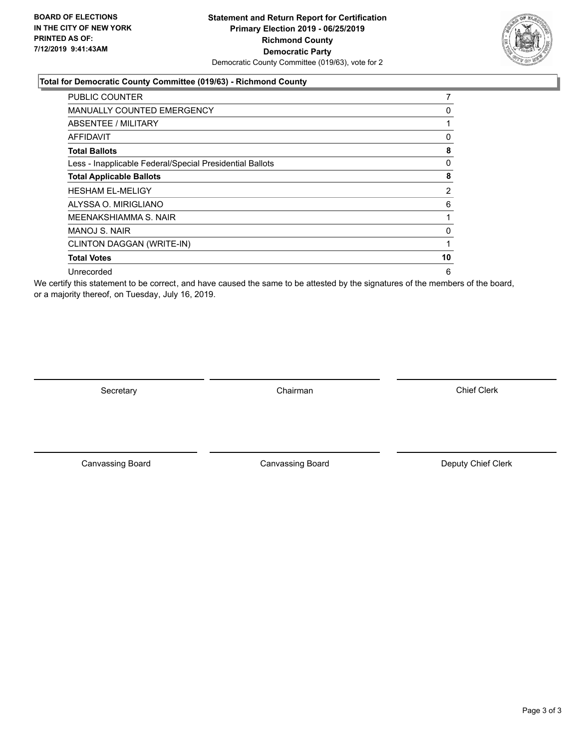**BOARD OF ELECTIONS IN THE CITY OF NEW YORK PRINTED AS OF: 7/12/2019 9:41:43AM**

**Statement and Return Report for Certification**
**Primary Election 2019 - 06/25/2019**
**Richmond County**
**Democratic Party**
Democratic County Committee (019/63), vote for 2

### Total for Democratic County Committee (019/63) - Richmond County

| | |
|---|---|
| PUBLIC COUNTER | 7 |
| MANUALLY COUNTED EMERGENCY | 0 |
| ABSENTEE / MILITARY | 1 |
| AFFIDAVIT | 0 |
| **Total Ballots** | **8** |
| Less - Inapplicable Federal/Special Presidential Ballots | 0 |
| **Total Applicable Ballots** | **8** |
| HESHAM EL-MELIGY | 2 |
| ALYSSA O. MIRIGLIANO | 6 |
| MEENAKSHIAMMA S. NAIR | 1 |
| MANOJ S. NAIR | 0 |
| CLINTON DAGGAN (WRITE-IN) | 1 |
| **Total Votes** | **10** |
| Unrecorded | 6 |

We certify this statement to be correct, and have caused the same to be attested by the signatures of the members of the board, or a majority thereof, on Tuesday, July 16, 2019.

Secretary

Chairman

Chief Clerk

Canvassing Board

Canvassing Board

Deputy Chief Clerk